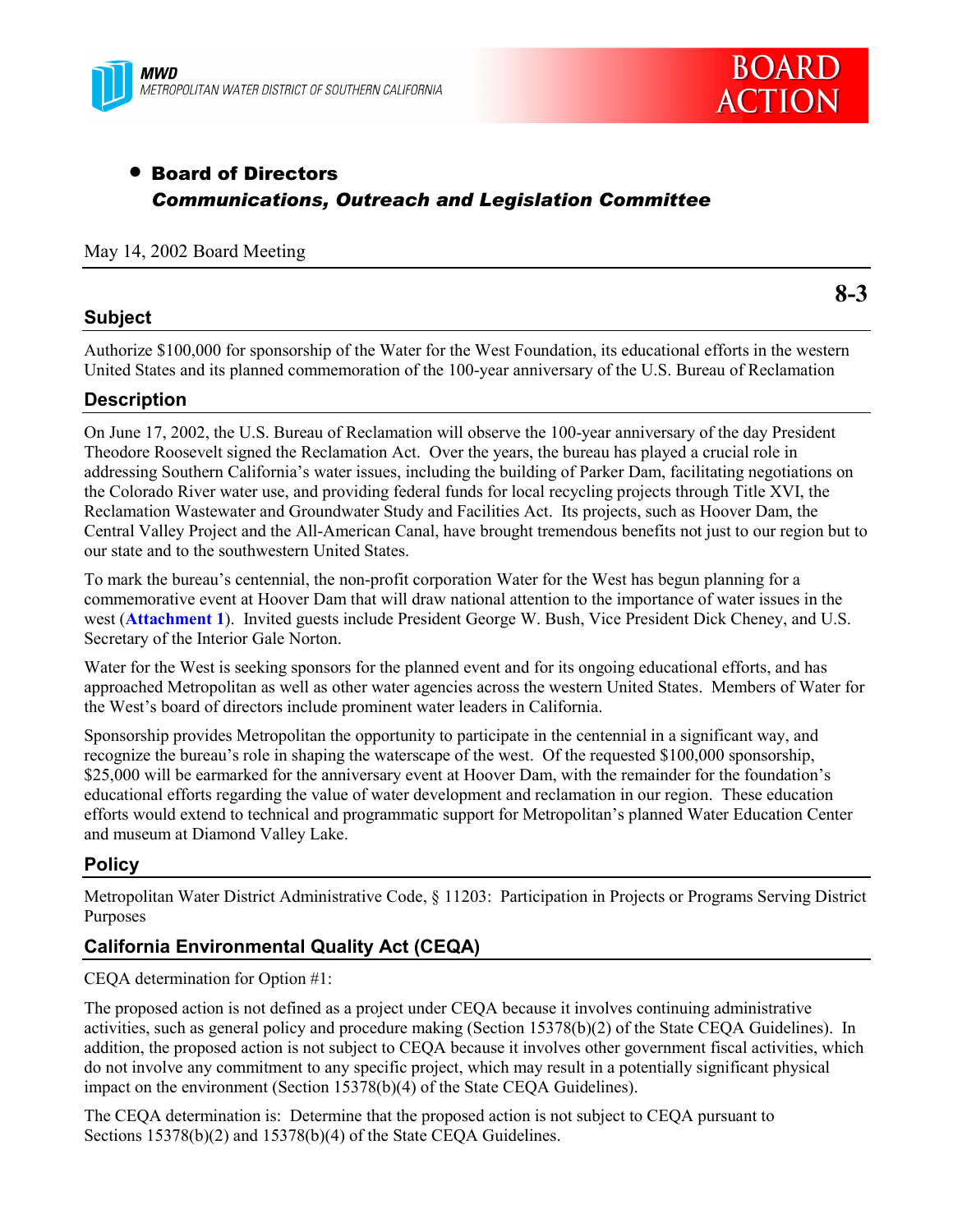MWD
METROPOLITAN WATER DISTRICT OF SOUTHERN CALIFORNIA

**BOARD ACTION**

- **Board of Directors**
  ***Communications, Outreach and Legislation Committee***

May 14, 2002 Board Meeting

**8-3**

## Subject

Authorize $100,000 for sponsorship of the Water for the West Foundation, its educational efforts in the western United States and its planned commemoration of the 100-year anniversary of the U.S. Bureau of Reclamation

## Description

On June 17, 2002, the U.S. Bureau of Reclamation will observe the 100-year anniversary of the day President Theodore Roosevelt signed the Reclamation Act. Over the years, the bureau has played a crucial role in addressing Southern California's water issues, including the building of Parker Dam, facilitating negotiations on the Colorado River water use, and providing federal funds for local recycling projects through Title XVI, the Reclamation Wastewater and Groundwater Study and Facilities Act. Its projects, such as Hoover Dam, the Central Valley Project and the All-American Canal, have brought tremendous benefits not just to our region but to our state and to the southwestern United States.

To mark the bureau's centennial, the non-profit corporation Water for the West has begun planning for a commemorative event at Hoover Dam that will draw national attention to the importance of water issues in the west (**Attachment 1**). Invited guests include President George W. Bush, Vice President Dick Cheney, and U.S. Secretary of the Interior Gale Norton.

Water for the West is seeking sponsors for the planned event and for its ongoing educational efforts, and has approached Metropolitan as well as other water agencies across the western United States. Members of Water for the West's board of directors include prominent water leaders in California.

Sponsorship provides Metropolitan the opportunity to participate in the centennial in a significant way, and recognize the bureau's role in shaping the waterscape of the west. Of the requested $100,000 sponsorship, $25,000 will be earmarked for the anniversary event at Hoover Dam, with the remainder for the foundation's educational efforts regarding the value of water development and reclamation in our region. These education efforts would extend to technical and programmatic support for Metropolitan's planned Water Education Center and museum at Diamond Valley Lake.

## Policy

Metropolitan Water District Administrative Code, § 11203: Participation in Projects or Programs Serving District Purposes

## California Environmental Quality Act (CEQA)

CEQA determination for Option #1:

The proposed action is not defined as a project under CEQA because it involves continuing administrative activities, such as general policy and procedure making (Section 15378(b)(2) of the State CEQA Guidelines). In addition, the proposed action is not subject to CEQA because it involves other government fiscal activities, which do not involve any commitment to any specific project, which may result in a potentially significant physical impact on the environment (Section 15378(b)(4) of the State CEQA Guidelines).

The CEQA determination is: Determine that the proposed action is not subject to CEQA pursuant to Sections 15378(b)(2) and 15378(b)(4) of the State CEQA Guidelines.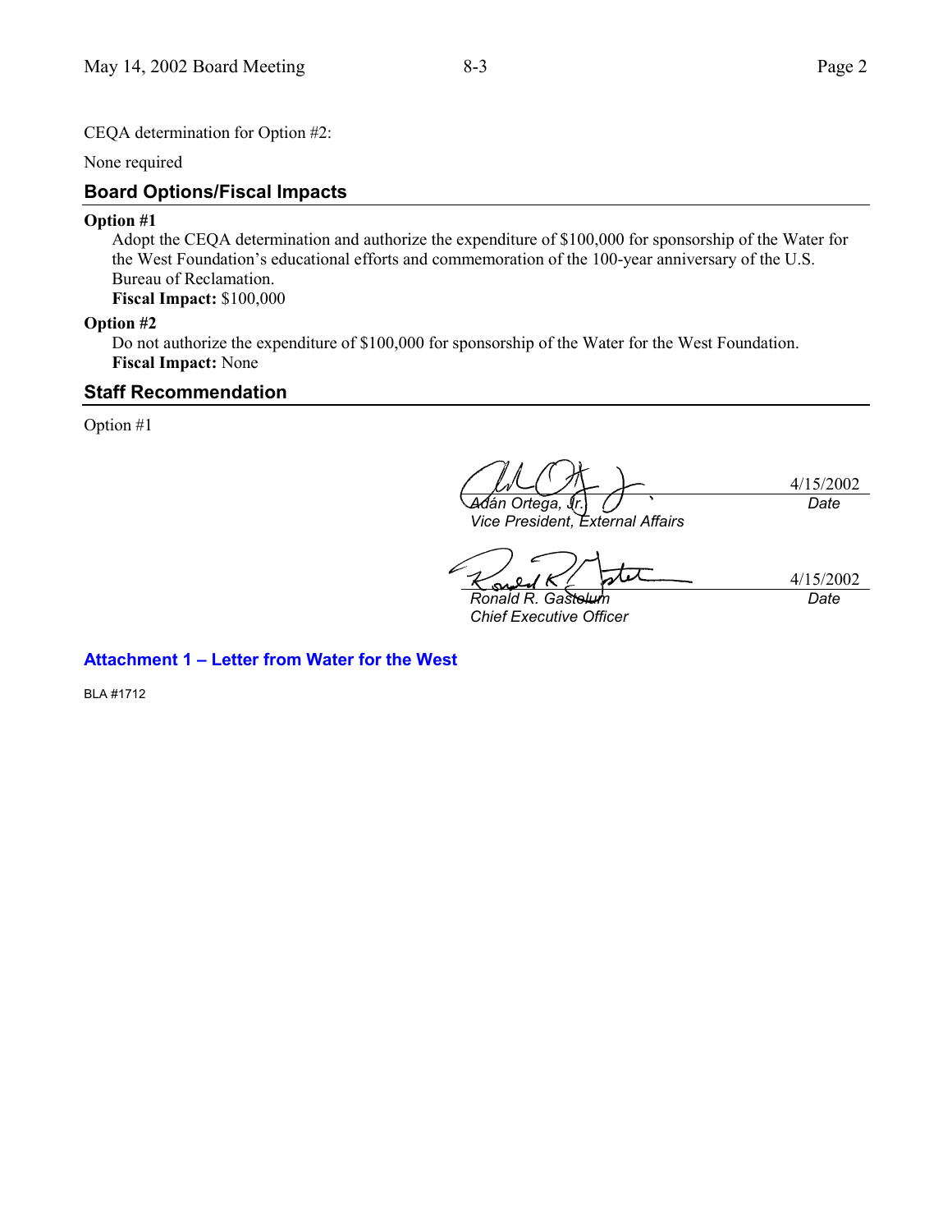CEQA determination for Option #2:

None required

## Board Options/Fiscal Impacts

**Option #1**

Adopt the CEQA determination and authorize the expenditure of $100,000 for sponsorship of the Water for the West Foundation's educational efforts and commemoration of the 100-year anniversary of the U.S. Bureau of Reclamation.
**Fiscal Impact:** $100,000

**Option #2**

Do not authorize the expenditure of $100,000 for sponsorship of the Water for the West Foundation.
**Fiscal Impact:** None

## Staff Recommendation

Option #1

| | |
|---|---|
| *Adán Ortega, Jr.*<br>*Vice President, External Affairs* | 4/15/2002<br>*Date* |
| *Ronald R. Gastelum*<br>*Chief Executive Officer* | 4/15/2002<br>*Date* |

**Attachment 1 – Letter from Water for the West**

BLA #1712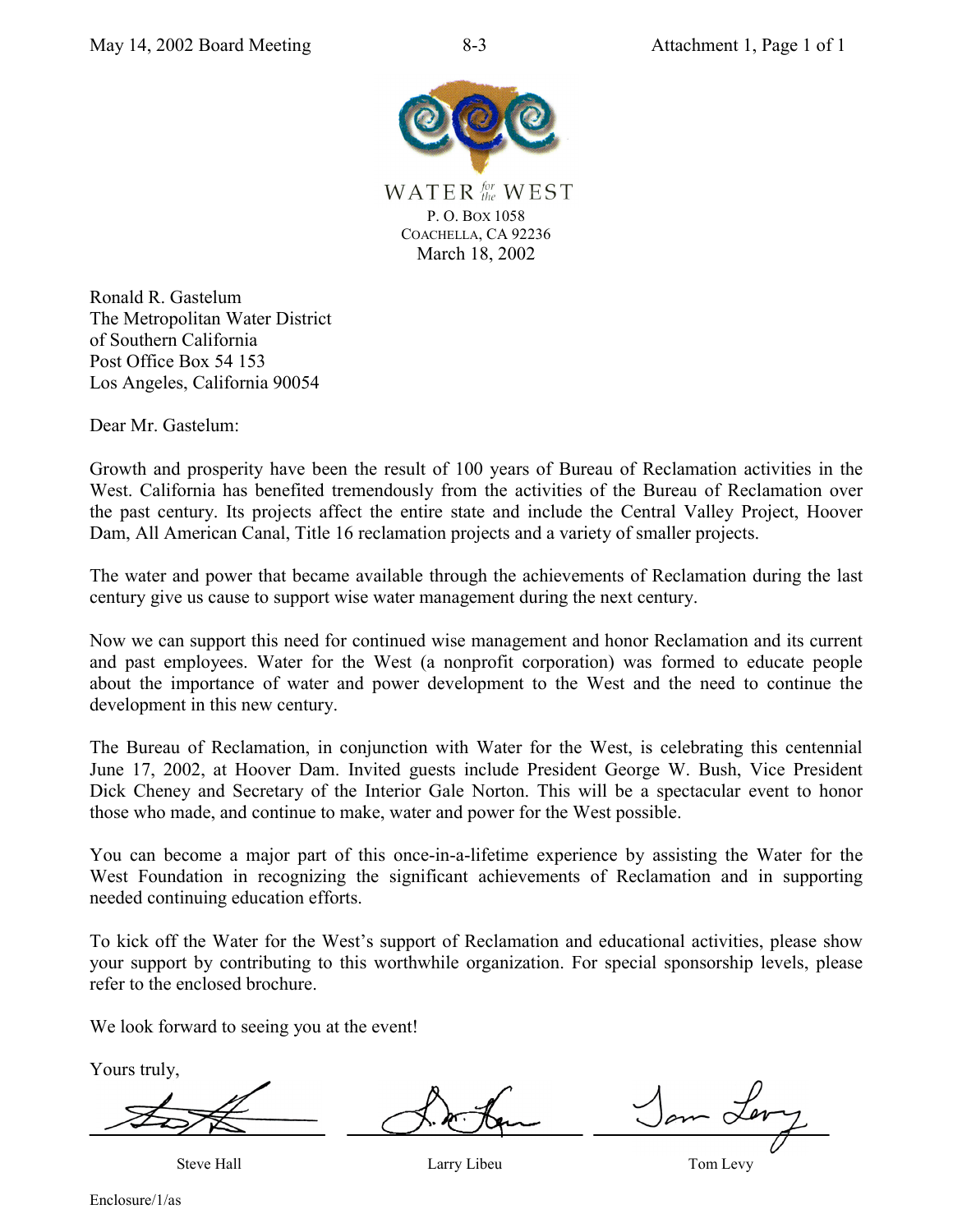WATER *for the* WEST
P. O. BOX 1058
COACHELLA, CA 92236
March 18, 2002

Ronald R. Gastelum
The Metropolitan Water District
of Southern California
Post Office Box 54 153
Los Angeles, California 90054

Dear Mr. Gastelum:

Growth and prosperity have been the result of 100 years of Bureau of Reclamation activities in the West. California has benefited tremendously from the activities of the Bureau of Reclamation over the past century. Its projects affect the entire state and include the Central Valley Project, Hoover Dam, All American Canal, Title 16 reclamation projects and a variety of smaller projects.

The water and power that became available through the achievements of Reclamation during the last century give us cause to support wise water management during the next century.

Now we can support this need for continued wise management and honor Reclamation and its current and past employees. Water for the West (a nonprofit corporation) was formed to educate people about the importance of water and power development to the West and the need to continue the development in this new century.

The Bureau of Reclamation, in conjunction with Water for the West, is celebrating this centennial June 17, 2002, at Hoover Dam. Invited guests include President George W. Bush, Vice President Dick Cheney and Secretary of the Interior Gale Norton. This will be a spectacular event to honor those who made, and continue to make, water and power for the West possible.

You can become a major part of this once-in-a-lifetime experience by assisting the Water for the West Foundation in recognizing the significant achievements of Reclamation and in supporting needed continuing education efforts.

To kick off the Water for the West's support of Reclamation and educational activities, please show your support by contributing to this worthwhile organization. For special sponsorship levels, please refer to the enclosed brochure.

We look forward to seeing you at the event!

Yours truly,

| | | |
|---|---|---|
| Steve Hall | Larry Libeu | Tom Levy |

Enclosure/1/as